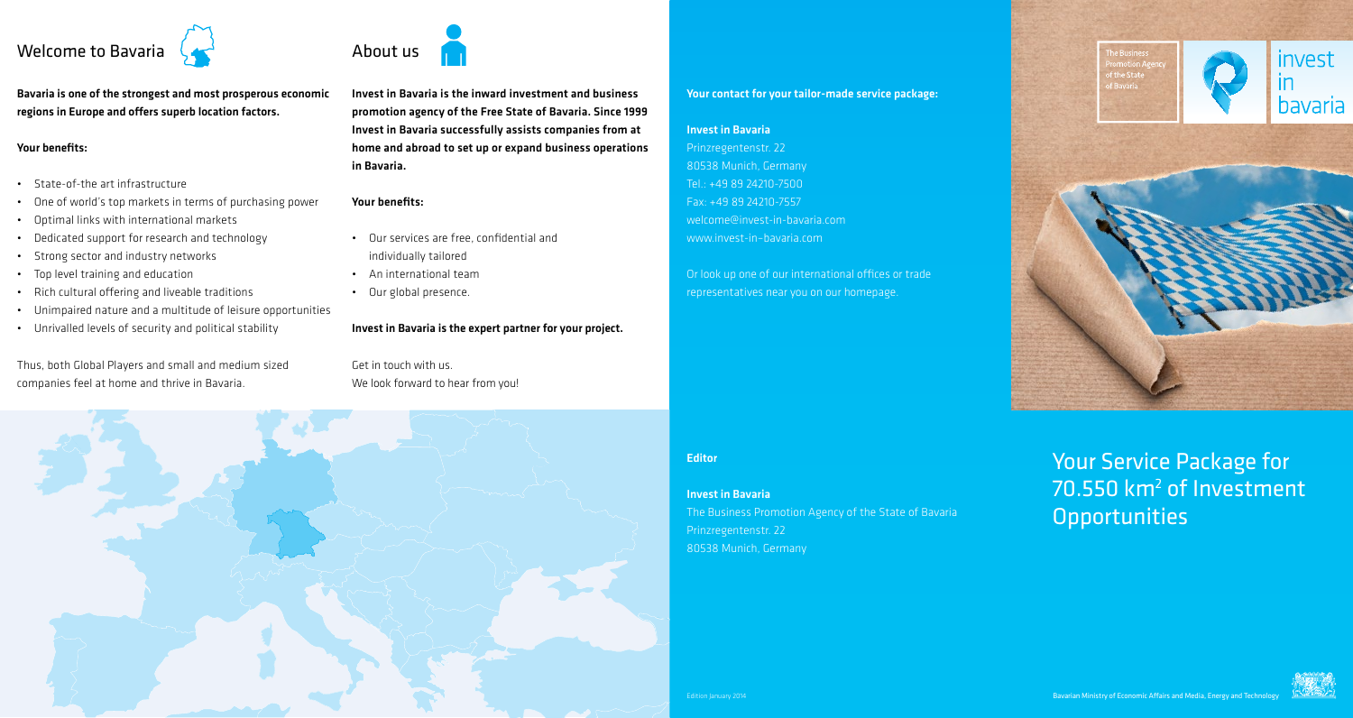## Welcome to Bavaria

**Bavaria is one of the strongest and most prosperous economic regions in Europe and offers superb location factors.**

**Your benefits:**

- State-of-the art infrastructure
- One of world's top markets in terms of purchasing power
- Optimal links with international markets
- Dedicated support for research and technology
- Strong sector and industry networks
- Top level training and education
- Rich cultural offering and liveable traditions
- Unimpaired nature and a multitude of leisure opportunities
- Unrivalled levels of security and political stability

Thus, both Global Players and small and medium sized companies feel at home and thrive in Bavaria.

## About us

**Invest in Bavaria is the inward investment and business promotion agency of the Free State of Bavaria. Since 1999 Invest in Bavaria successfully assists companies from at home and abroad to set up or expand business operations in Bavaria.**

**Your benefits:**

- Our services are free, confidential and individually tailored
- An international team
- Our global presence.

**Invest in Bavaria is the expert partner for your project.**

Get in touch with us.
We look forward to hear from you!

**Your contact for your tailor-made service package:**

**Invest in Bavaria**
Prinzregentenstr. 22
80538 Munich, Germany
Tel.: +49 89 24210-7500
Fax: +49 89 24210-7557
welcome@invest-in-bavaria.com
www.invest-in-bavaria.com

Or look up one of our international offices or trade representatives near you on our homepage.

**Editor**

**Invest in Bavaria**
The Business Promotion Agency of the State of Bavaria
Prinzregentenstr. 22
80538 Munich, Germany

Edition January 2014

The Business Promotion Agency of the State of Bavaria

invest in bavaria

# Your Service Package for 70.550 km$^2$ of Investment Opportunities

Bavarian Ministry of Economic Affairs and Media, Energy and Technology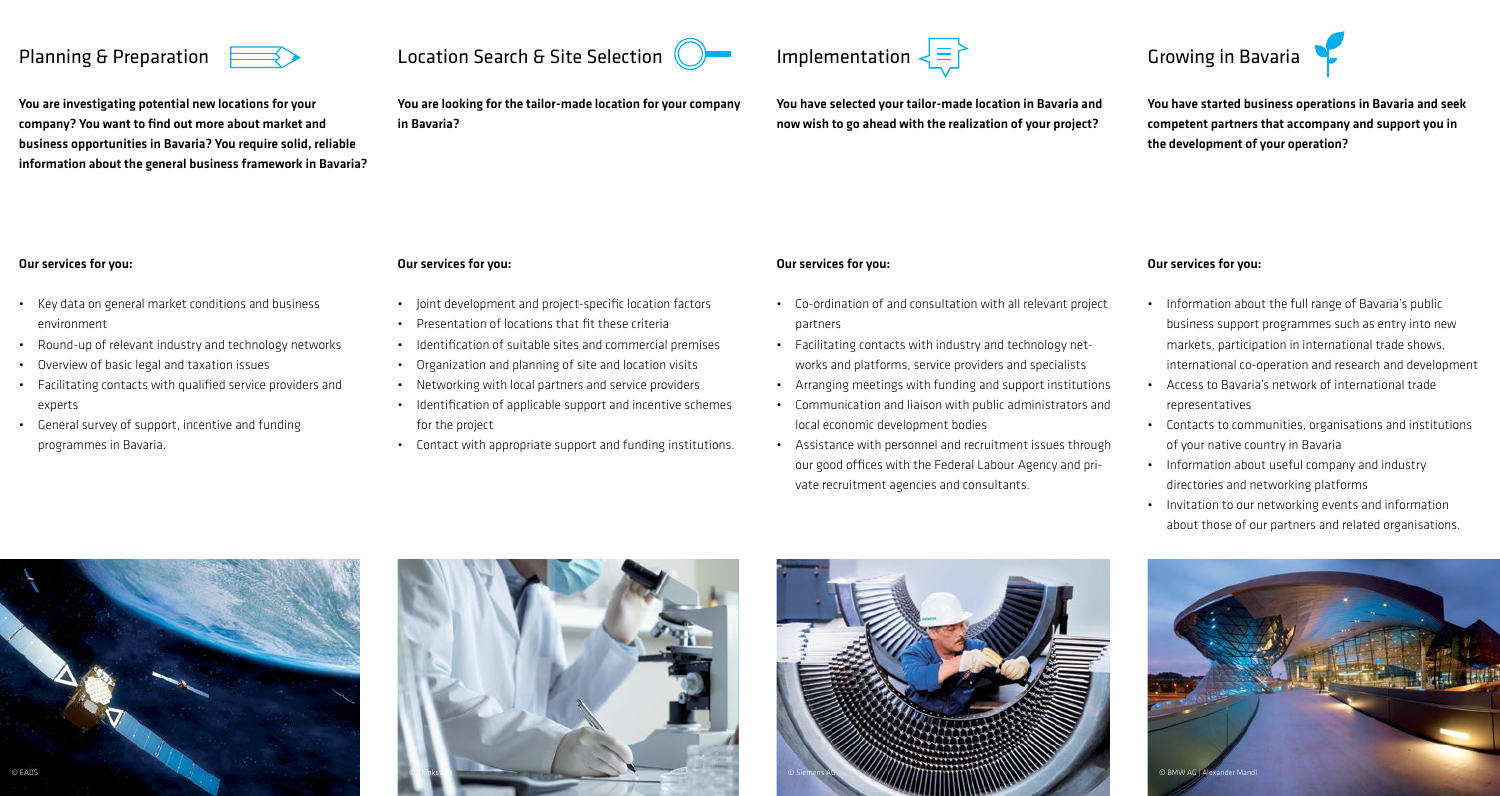## Planning & Preparation

**You are investigating potential new locations for your company? You want to find out more about market and business opportunities in Bavaria? You require solid, reliable information about the general business framework in Bavaria?**

**Our services for you:**

- Key data on general market conditions and business environment
- Round-up of relevant industry and technology networks
- Overview of basic legal and taxation issues
- Facilitating contacts with qualified service providers and experts
- General survey of support, incentive and funding programmes in Bavaria.

© EADS

## Location Search & Site Selection

**You are looking for the tailor-made location for your company in Bavaria?**

**Our services for you:**

- Joint development and project-specific location factors
- Presentation of locations that fit these criteria
- Identification of suitable sites and commercial premises
- Organization and planning of site and location visits
- Networking with local partners and service providers
- Identification of applicable support and incentive schemes for the project
- Contact with appropriate support and funding institutions.

## Implementation

**You have selected your tailor-made location in Bavaria and now wish to go ahead with the realization of your project?**

**Our services for you:**

- Co-ordination of and consultation with all relevant project partners
- Facilitating contacts with industry and technology networks and platforms, service providers and specialists
- Arranging meetings with funding and support institutions
- Communication and liaison with public administrators and local economic development bodies
- Assistance with personnel and recruitment issues through our good offices with the Federal Labour Agency and private recruitment agencies and consultants.

© Siemens AG

## Growing in Bavaria

**You have started business operations in Bavaria and seek competent partners that accompany and support you in the development of your operation?**

**Our services for you:**

- Information about the full range of Bavaria's public business support programmes such as entry into new markets, participation in international trade shows, international co-operation and research and development
- Access to Bavaria's network of international trade representatives
- Contacts to communities, organisations and institutions of your native country in Bavaria
- Information about useful company and industry directories and networking platforms
- Invitation to our networking events and information about those of our partners and related organisations.

© BMW AG | Alexander Mandl